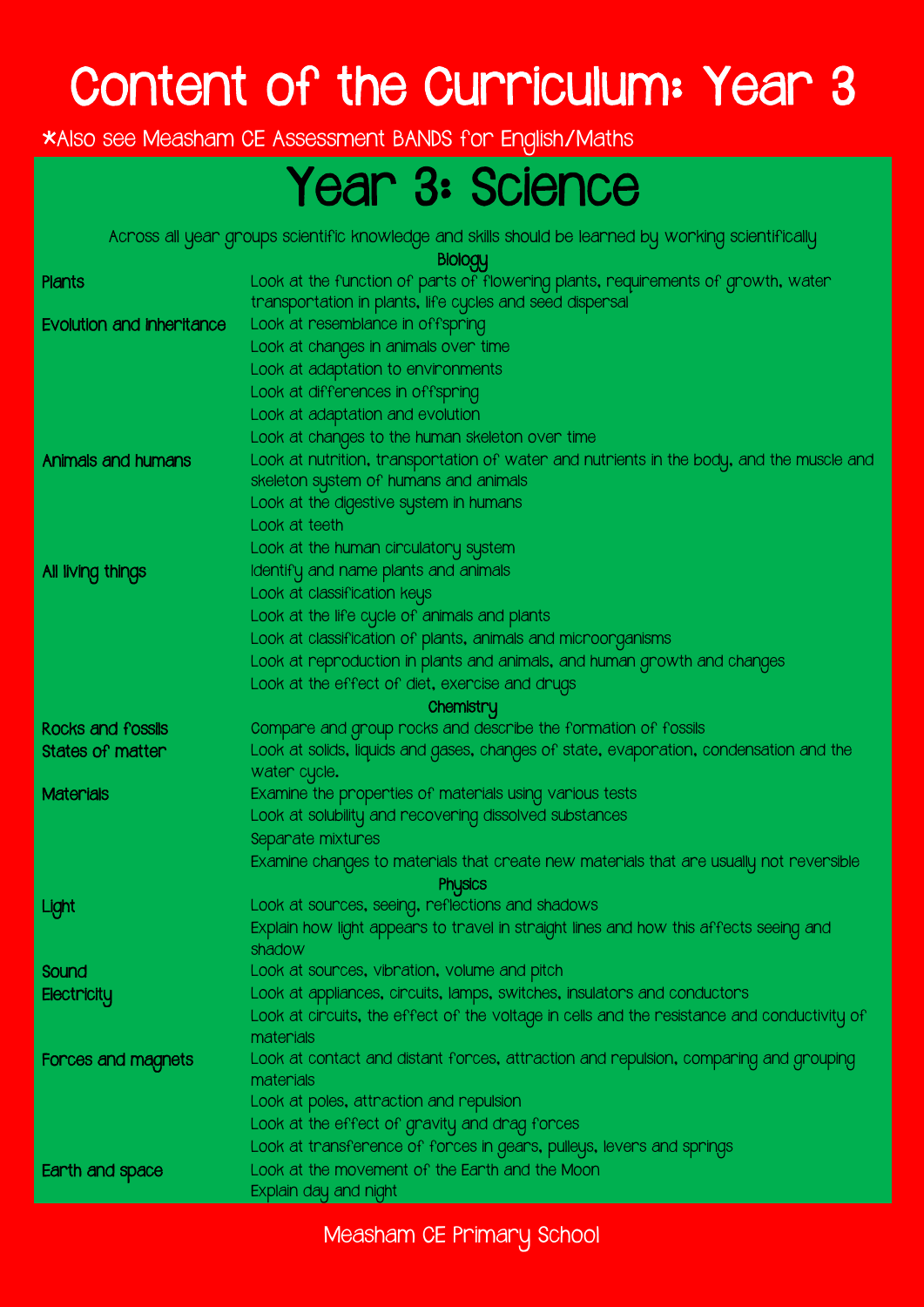# Content of the Curriculum: Year 3

*Also see Measham CE Assessment BANDS for English/Maths

## Year 3: Science

Across all year groups scientific knowledge and skills should be learned by working scientifically

| | |
|---|---|
| | **Biology** |
| **Plants** | Look at the function of parts of flowering plants, requirements of growth, water transportation in plants, life cycles and seed dispersal |
| **Evolution and inheritance** | Look at resemblance in offspring |
| | Look at changes in animals over time |
| | Look at adaptation to environments |
| | Look at differences in offspring |
| | Look at adaptation and evolution |
| | Look at changes to the human skeleton over time |
| **Animals and humans** | Look at nutrition, transportation of water and nutrients in the body, and the muscle and skeleton system of humans and animals |
| | Look at the digestive system in humans |
| | Look at teeth |
| | Look at the human circulatory system |
| **All living things** | Identify and name plants and animals |
| | Look at classification keys |
| | Look at the life cycle of animals and plants |
| | Look at classification of plants, animals and microorganisms |
| | Look at reproduction in plants and animals, and human growth and changes |
| | Look at the effect of diet, exercise and drugs |
| | **Chemistry** |
| **Rocks and fossils** | Compare and group rocks and describe the formation of fossils |
| **States of matter** | Look at solids, liquids and gases, changes of state, evaporation, condensation and the water cycle. |
| **Materials** | Examine the properties of materials using various tests |
| | Look at solubility and recovering dissolved substances |
| | Separate mixtures |
| | Examine changes to materials that create new materials that are usually not reversible |
| | **Physics** |
| **Light** | Look at sources, seeing, reflections and shadows |
| | Explain how light appears to travel in straight lines and how this affects seeing and shadow |
| **Sound** | Look at sources, vibration, volume and pitch |
| **Electricity** | Look at appliances, circuits, lamps, switches, insulators and conductors |
| | Look at circuits, the effect of the voltage in cells and the resistance and conductivity of materials |
| **Forces and magnets** | Look at contact and distant forces, attraction and repulsion, comparing and grouping materials |
| | Look at poles, attraction and repulsion |
| | Look at the effect of gravity and drag forces |
| | Look at transference of forces in gears, pulleys, levers and springs |
| **Earth and space** | Look at the movement of the Earth and the Moon |
| | Explain day and night |

Measham CE Primary School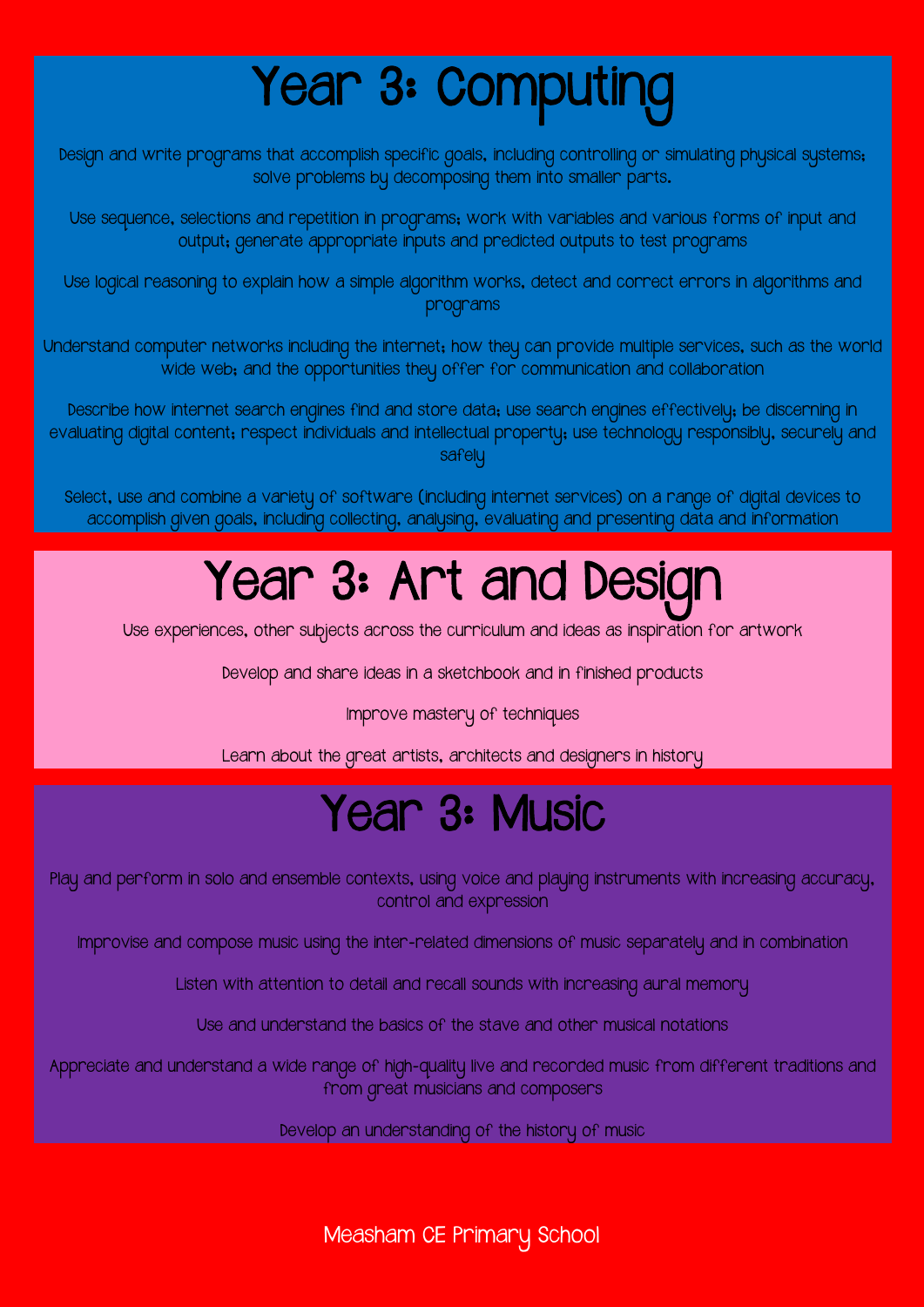# Year 3: Computing

Design and write programs that accomplish specific goals, including controlling or simulating physical systems; solve problems by decomposing them into smaller parts.

Use sequence, selections and repetition in programs; work with variables and various forms of input and output; generate appropriate inputs and predicted outputs to test programs

Use logical reasoning to explain how a simple algorithm works, detect and correct errors in algorithms and programs

Understand computer networks including the internet; how they can provide multiple services, such as the world wide web; and the opportunities they offer for communication and collaboration

Describe how internet search engines find and store data; use search engines effectively; be discerning in evaluating digital content; respect individuals and intellectual property; use technology responsibly, securely and safely

Select, use and combine a variety of software (including internet services) on a range of digital devices to accomplish given goals, including collecting, analysing, evaluating and presenting data and information

# Year 3: Art and Design

Use experiences, other subjects across the curriculum and ideas as inspiration for artwork

Develop and share ideas in a sketchbook and in finished products

Improve mastery of techniques

Learn about the great artists, architects and designers in history

# Year 3: Music

Play and perform in solo and ensemble contexts, using voice and playing instruments with increasing accuracy, control and expression

Improvise and compose music using the inter-related dimensions of music separately and in combination

Listen with attention to detail and recall sounds with increasing aural memory

Use and understand the basics of the stave and other musical notations

Appreciate and understand a wide range of high-quality live and recorded music from different traditions and from great musicians and composers

Develop an understanding of the history of music

Measham CE Primary School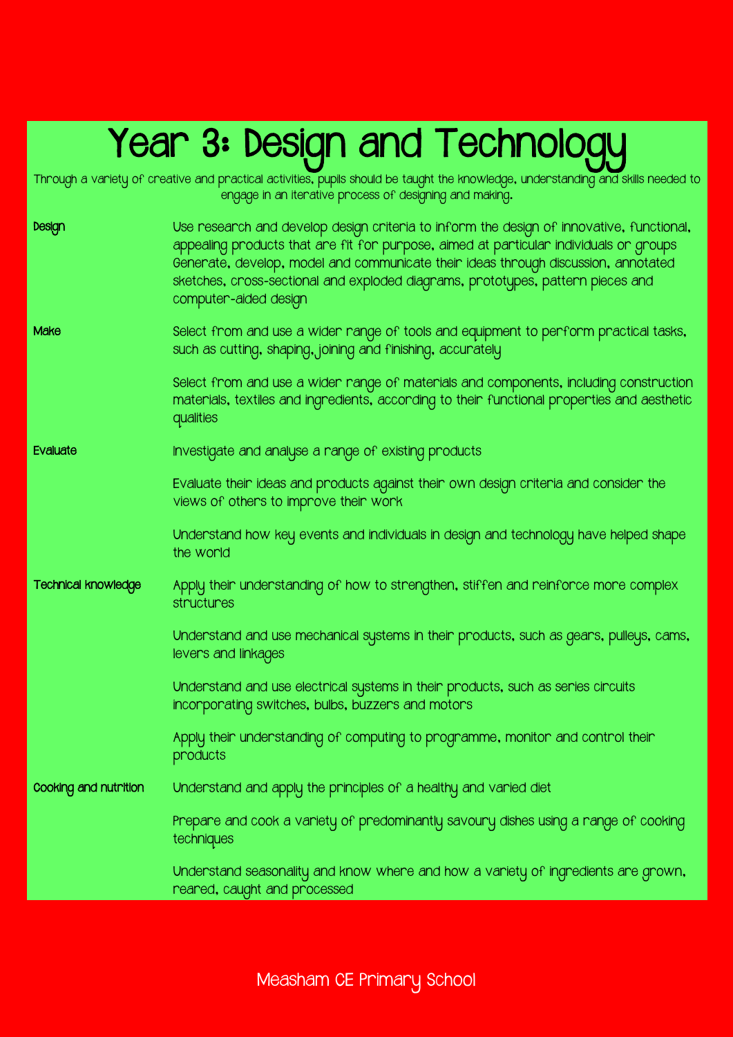# Year 3: Design and Technology

Through a variety of creative and practical activities, pupils should be taught the knowledge, understanding and skills needed to engage in an iterative process of designing and making.

| | |
|---|---|
| **Design** | Use research and develop design criteria to inform the design of innovative, functional, appealing products that are fit for purpose, aimed at particular individuals or groups<br>Generate, develop, model and communicate their ideas through discussion, annotated sketches, cross-sectional and exploded diagrams, prototypes, pattern pieces and computer-aided design |
| **Make** | Select from and use a wider range of tools and equipment to perform practical tasks, such as cutting, shaping, joining and finishing, accurately |
| | Select from and use a wider range of materials and components, including construction materials, textiles and ingredients, according to their functional properties and aesthetic qualities |
| **Evaluate** | Investigate and analyse a range of existing products |
| | Evaluate their ideas and products against their own design criteria and consider the views of others to improve their work |
| | Understand how key events and individuals in design and technology have helped shape the world |
| **Technical knowledge** | Apply their understanding of how to strengthen, stiffen and reinforce more complex structures |
| | Understand and use mechanical systems in their products, such as gears, pulleys, cams, levers and linkages |
| | Understand and use electrical systems in their products, such as series circuits incorporating switches, bulbs, buzzers and motors |
| | Apply their understanding of computing to programme, monitor and control their products |
| **Cooking and nutrition** | Understand and apply the principles of a healthy and varied diet |
| | Prepare and cook a variety of predominantly savoury dishes using a range of cooking techniques |
| | Understand seasonality and know where and how a variety of ingredients are grown, reared, caught and processed |

Measham CE Primary School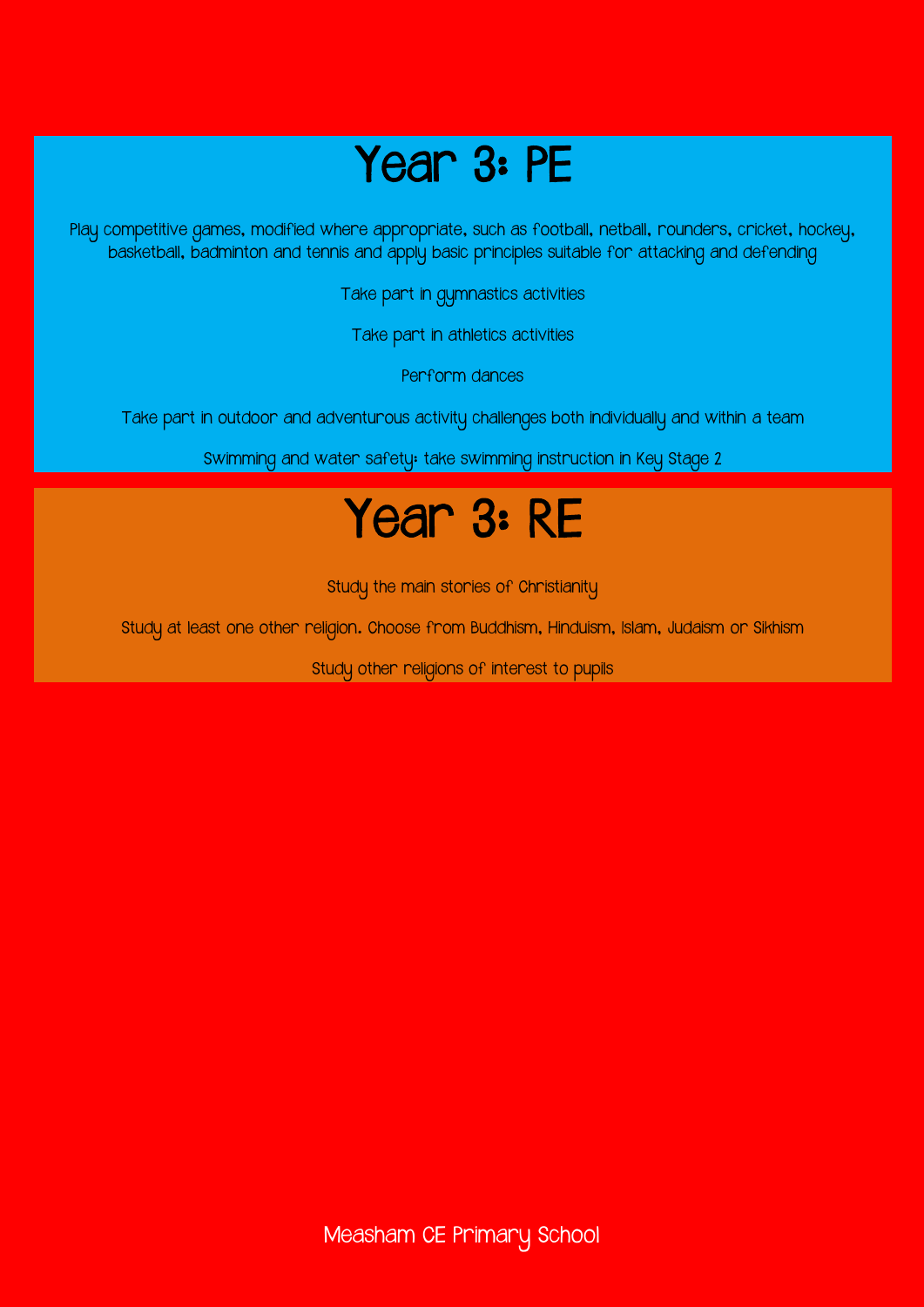# Year 3: PE

Play competitive games, modified where appropriate, such as football, netball, rounders, cricket, hockey, basketball, badminton and tennis and apply basic principles suitable for attacking and defending

Take part in gymnastics activities

Take part in athletics activities

Perform dances

Take part in outdoor and adventurous activity challenges both individually and within a team

Swimming and water safety: take swimming instruction in Key Stage 2

# Year 3: RE

Study the main stories of Christianity

Study at least one other religion. Choose from Buddhism, Hinduism, Islam, Judaism or Sikhism

Study other religions of interest to pupils

Measham CE Primary School